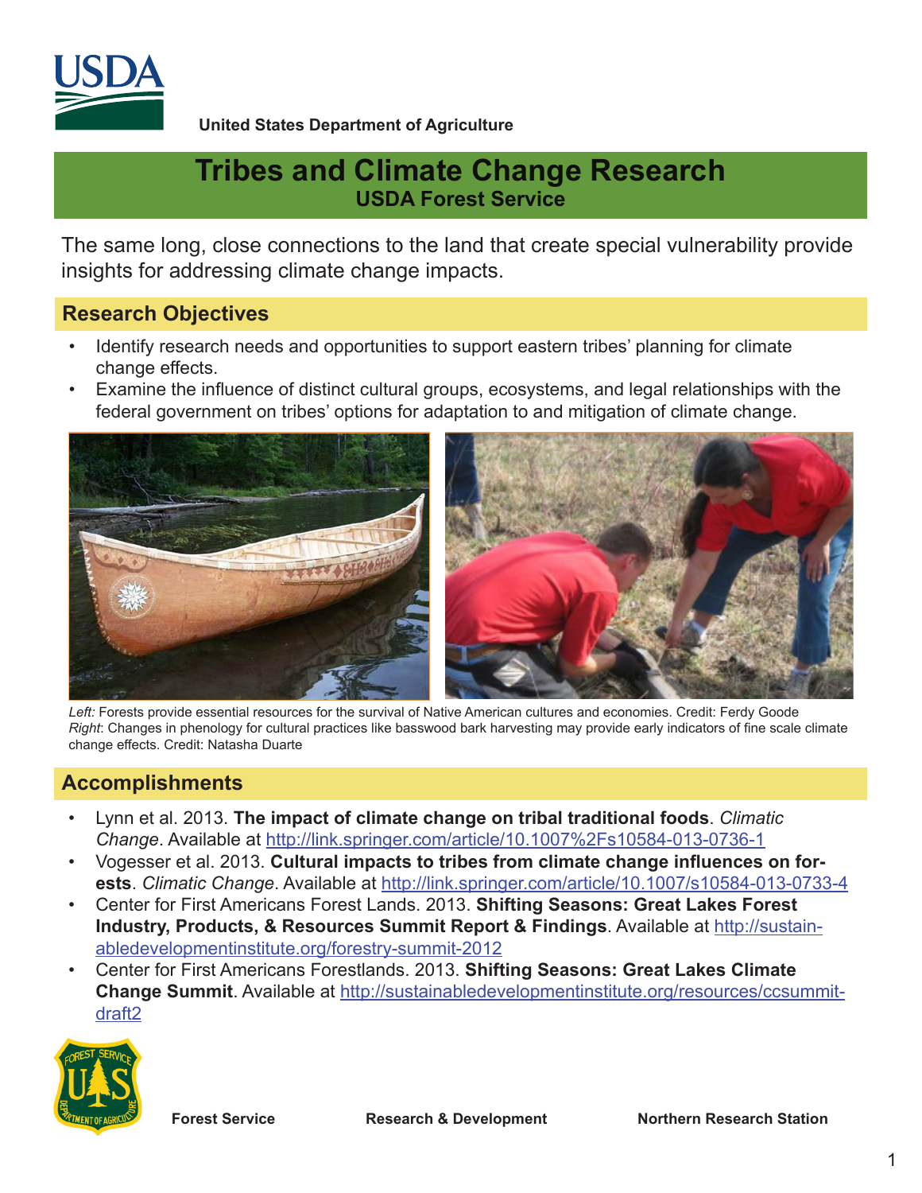United States Department of Agriculture

# Tribes and Climate Change Research
## USDA Forest Service

The same long, close connections to the land that create special vulnerability provide insights for addressing climate change impacts.

## Research Objectives

- Identify research needs and opportunities to support eastern tribes' planning for climate change effects.
- Examine the influence of distinct cultural groups, ecosystems, and legal relationships with the federal government on tribes' options for adaptation to and mitigation of climate change.

*Left:* Forests provide essential resources for the survival of Native American cultures and economies. Credit: Ferdy Goode
*Right*: Changes in phenology for cultural practices like basswood bark harvesting may provide early indicators of fine scale climate change effects. Credit: Natasha Duarte

## Accomplishments

- Lynn et al. 2013. **The impact of climate change on tribal traditional foods**. *Climatic Change*. Available at http://link.springer.com/article/10.1007%2Fs10584-013-0736-1
- Vogesser et al. 2013. **Cultural impacts to tribes from climate change influences on forests**. *Climatic Change*. Available at http://link.springer.com/article/10.1007/s10584-013-0733-4
- Center for First Americans Forest Lands. 2013. **Shifting Seasons: Great Lakes Forest Industry, Products, & Resources Summit Report & Findings**. Available at http://sustainabledevelopmentinstitute.org/forestry-summit-2012
- Center for First Americans Forestlands. 2013. **Shifting Seasons: Great Lakes Climate Change Summit**. Available at http://sustainabledevelopmentinstitute.org/resources/ccsummit-draft2

Forest Service     Research & Development     Northern Research Station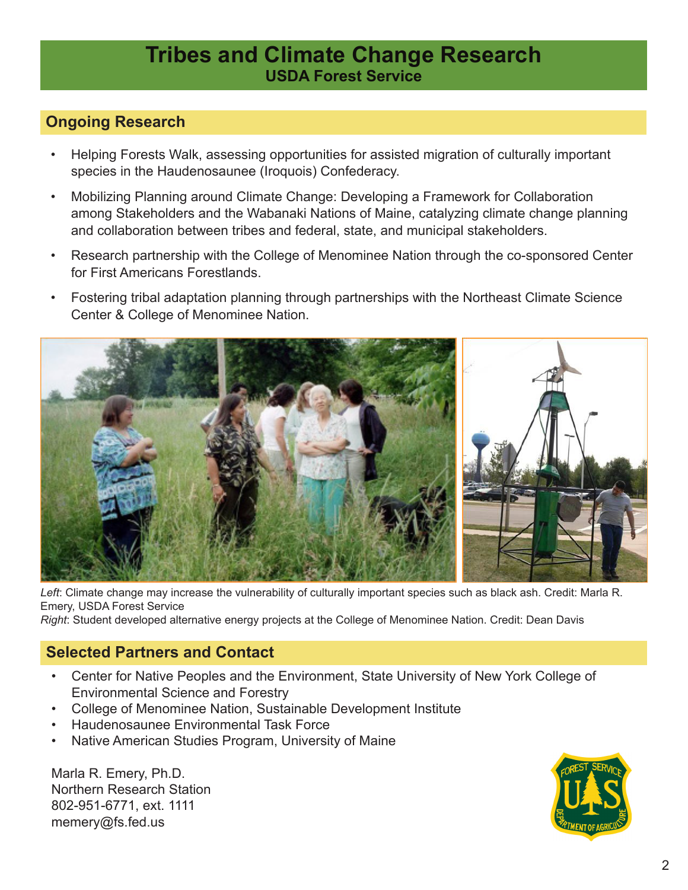# Tribes and Climate Change Research

## USDA Forest Service

## Ongoing Research

- Helping Forests Walk, assessing opportunities for assisted migration of culturally important species in the Haudenosaunee (Iroquois) Confederacy.
- Mobilizing Planning around Climate Change: Developing a Framework for Collaboration among Stakeholders and the Wabanaki Nations of Maine, catalyzing climate change planning and collaboration between tribes and federal, state, and municipal stakeholders.
- Research partnership with the College of Menominee Nation through the co-sponsored Center for First Americans Forestlands.
- Fostering tribal adaptation planning through partnerships with the Northeast Climate Science Center & College of Menominee Nation.

*Left*: Climate change may increase the vulnerability of culturally important species such as black ash. Credit: Marla R. Emery, USDA Forest Service
*Right*: Student developed alternative energy projects at the College of Menominee Nation. Credit: Dean Davis

## Selected Partners and Contact

- Center for Native Peoples and the Environment, State University of New York College of Environmental Science and Forestry
- College of Menominee Nation, Sustainable Development Institute
- Haudenosaunee Environmental Task Force
- Native American Studies Program, University of Maine

Marla R. Emery, Ph.D.
Northern Research Station
802-951-6771, ext. 1111
memery@fs.fed.us